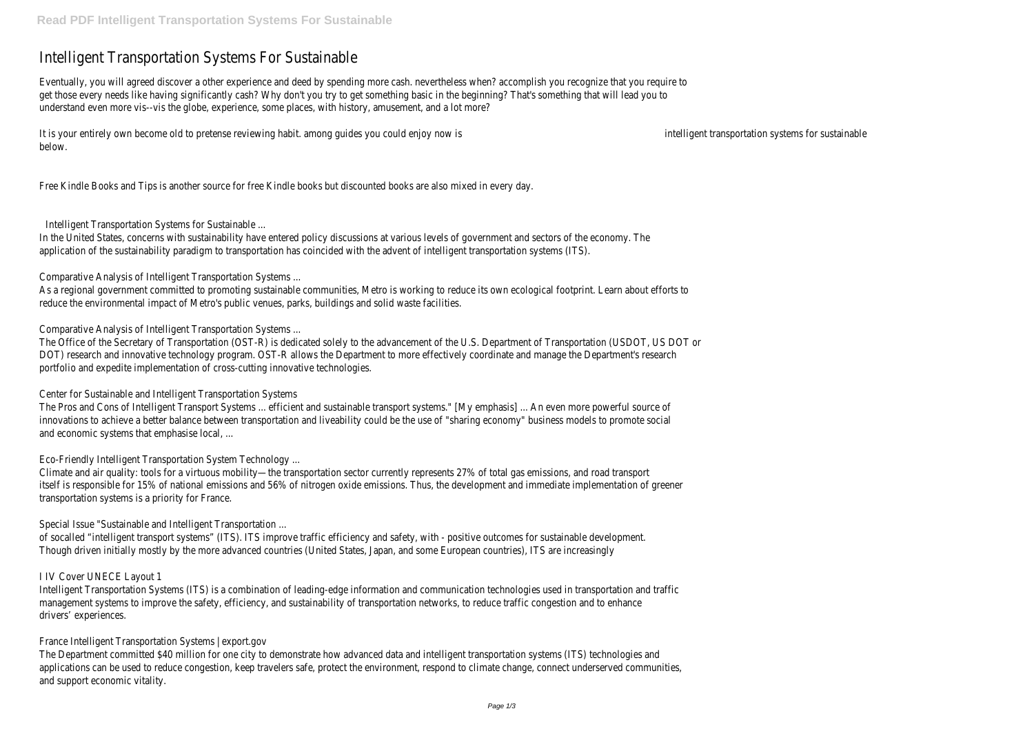# Intelligent Transportation Systems For Sustainable

Eventually, you will agreed discover a other experience and deed by spending more cash. nevertheless when? accomplish you recognize that you require to get those every needs like having significantly cash? Why don't you try to get something basic in the beginning? That's something that will lead you to understand even more vis--vis the globe, experience, some places, with history, amusement, and a lot more?

It is your entirely own become old to pretense reviewing habit. among guides you could enjoy now is intelligent transportation systems for sustainable below.

Free Kindle Books and Tips is another source for free Kindle books but discounted books are also mixed in every day.

## Intelligent Transportation Systems for Sustainable ...

In the United States, concerns with sustainability have entered policy discussions at various levels of government and sectors of the economy. The application of the sustainability paradigm to transportation has coincided with the advent of intelligent transportation systems (ITS).

## Comparative Analysis of Intelligent Transportation Systems ...

As a regional government committed to promoting sustainable communities, Metro is working to reduce its own ecological footprint. Learn about efforts to reduce the environmental impact of Metro's public venues, parks, buildings and solid waste facilities.

## Comparative Analysis of Intelligent Transportation Systems ...

The Office of the Secretary of Transportation (OST-R) is dedicated solely to the advancement of the U.S. Department of Transportation (USDOT, US DOT or DOT) research and innovative technology program. OST-R allows the Department to more effectively coordinate and manage the Department's research portfolio and expedite implementation of cross-cutting innovative technologies.

## Center for Sustainable and Intelligent Transportation Systems

The Pros and Cons of Intelligent Transport Systems ... efficient and sustainable transport systems." [My emphasis] ... An even more powerful source of innovations to achieve a better balance between transportation and liveability could be the use of "sharing economy" business models to promote social and economic systems that emphasise local, ...

## Eco-Friendly Intelligent Transportation System Technology ...

Climate and air quality: tools for a virtuous mobility—the transportation sector currently represents 27% of total gas emissions, and road transport itself is responsible for 15% of national emissions and 56% of nitrogen oxide emissions. Thus, the development and immediate implementation of greener transportation systems is a priority for France.

## Special Issue "Sustainable and Intelligent Transportation ...

of socalled "intelligent transport systems" (ITS). ITS improve traffic efficiency and safety, with - positive outcomes for sustainable development. Though driven initially mostly by the more advanced countries (United States, Japan, and some European countries), ITS are increasingly

## I IV Cover UNECE Layout 1

Intelligent Transportation Systems (ITS) is a combination of leading-edge information and communication technologies used in transportation and traffic management systems to improve the safety, efficiency, and sustainability of transportation networks, to reduce traffic congestion and to enhance drivers' experiences.

## France Intelligent Transportation Systems | export.gov

The Department committed $40 million for one city to demonstrate how advanced data and intelligent transportation systems (ITS) technologies and applications can be used to reduce congestion, keep travelers safe, protect the environment, respond to climate change, connect underserved communities, and support economic vitality.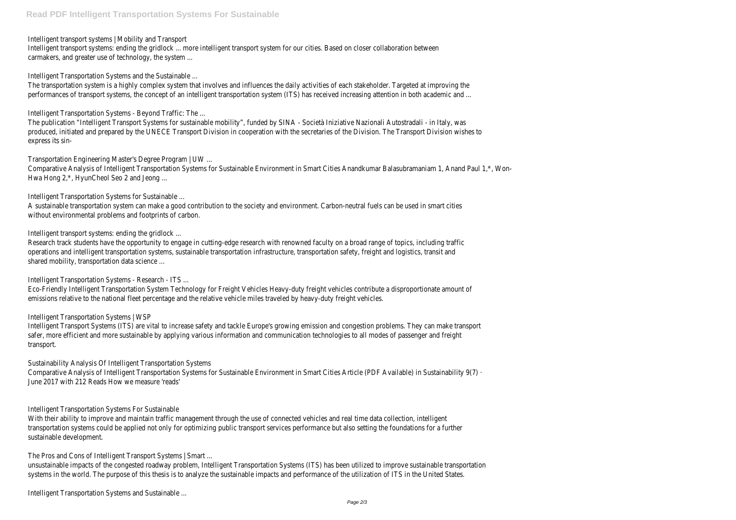Intelligent transport systems | Mobility and Transport

Intelligent transport systems: ending the gridlock ... more intelligent transport system for our cities. Based on closer collaboration between carmakers, and greater use of technology, the system ...

Intelligent Transportation Systems and the Sustainable ...

The transportation system is a highly complex system that involves and influences the daily activities of each stakeholder. Targeted at improving the performances of transport systems, the concept of an intelligent transportation system (ITS) has received increasing attention in both academic and ...

Intelligent Transportation Systems - Beyond Traffic: The ...

The publication "Intelligent Transport Systems for sustainable mobility", funded by SINA - Società Iniziative Nazionali Autostradali - in Italy, was produced, initiated and prepared by the UNECE Transport Division in cooperation with the secretaries of the Division. The Transport Division wishes to express its sin-

Transportation Engineering Master's Degree Program | UW ...

Comparative Analysis of Intelligent Transportation Systems for Sustainable Environment in Smart Cities Anandkumar Balasubramaniam 1, Anand Paul 1,*, Won-Hwa Hong 2,*, HyunCheol Seo 2 and Jeong ...

Intelligent Transportation Systems for Sustainable ...

A sustainable transportation system can make a good contribution to the society and environment. Carbon-neutral fuels can be used in smart cities without environmental problems and footprints of carbon.

Intelligent transport systems: ending the gridlock ...

Research track students have the opportunity to engage in cutting-edge research with renowned faculty on a broad range of topics, including traffic operations and intelligent transportation systems, sustainable transportation infrastructure, transportation safety, freight and logistics, transit and shared mobility, transportation data science ...

Intelligent Transportation Systems - Research - ITS ...

Eco-Friendly Intelligent Transportation System Technology for Freight Vehicles Heavy-duty freight vehicles contribute a disproportionate amount of emissions relative to the national fleet percentage and the relative vehicle miles traveled by heavy-duty freight vehicles.

Intelligent Transportation Systems | WSP

Intelligent Transport Systems (ITS) are vital to increase safety and tackle Europe's growing emission and congestion problems. They can make transport safer, more efficient and more sustainable by applying various information and communication technologies to all modes of passenger and freight transport.

Sustainability Analysis Of Intelligent Transportation Systems

Comparative Analysis of Intelligent Transportation Systems for Sustainable Environment in Smart Cities Article (PDF Available) in Sustainability 9(7) · June 2017 with 212 Reads How we measure 'reads'

Intelligent Transportation Systems For Sustainable

With their ability to improve and maintain traffic management through the use of connected vehicles and real time data collection, intelligent transportation systems could be applied not only for optimizing public transport services performance but also setting the foundations for a further sustainable development.

The Pros and Cons of Intelligent Transport Systems | Smart ...

unsustainable impacts of the congested roadway problem, Intelligent Transportation Systems (ITS) has been utilized to improve sustainable transportation systems in the world. The purpose of this thesis is to analyze the sustainable impacts and performance of the utilization of ITS in the United States.

Intelligent Transportation Systems and Sustainable ...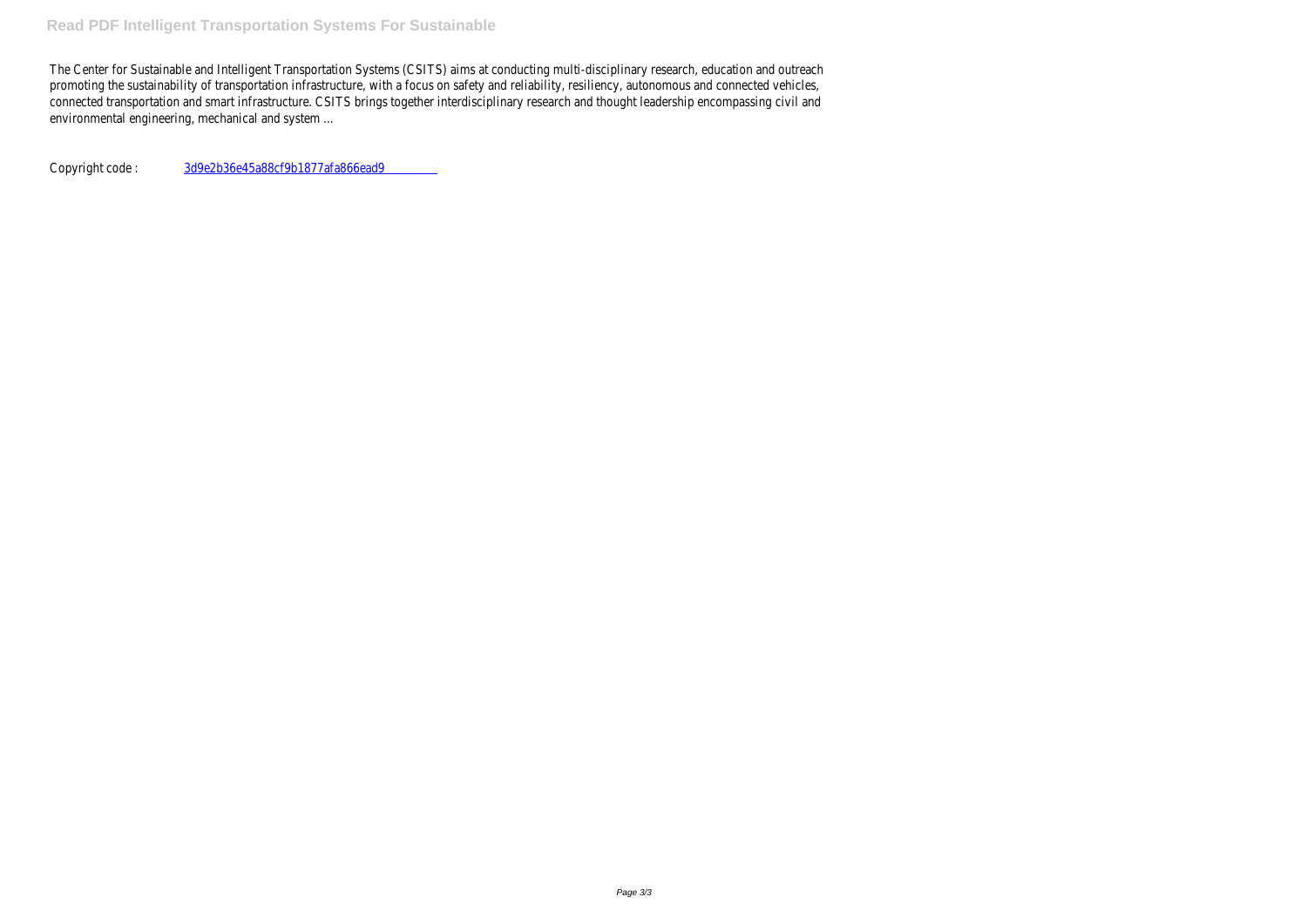The Center for Sustainable and Intelligent Transportation Systems (CSITS) aims at conducting multi-disciplinary research, education and outreach promoting the sustainability of transportation infrastructure, with a focus on safety and reliability, resiliency, autonomous and connected vehicles, connected transportation and smart infrastructure. CSITS brings together interdisciplinary research and thought leadership encompassing civil and environmental engineering, mechanical and system ...

Copyright code : 3d9e2b36e45a88cf9b1877afa866ead9